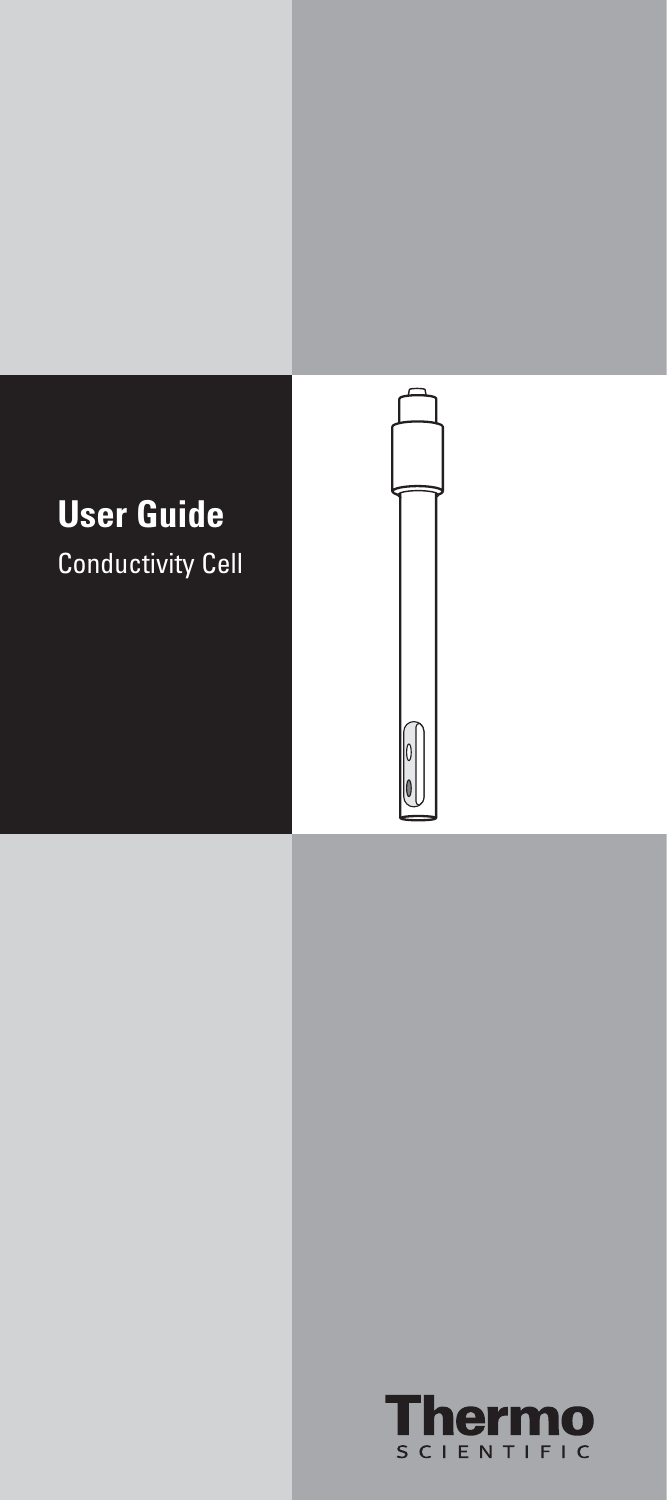# User Guide

Conductivity Cell

Thermo
SCIENTIFIC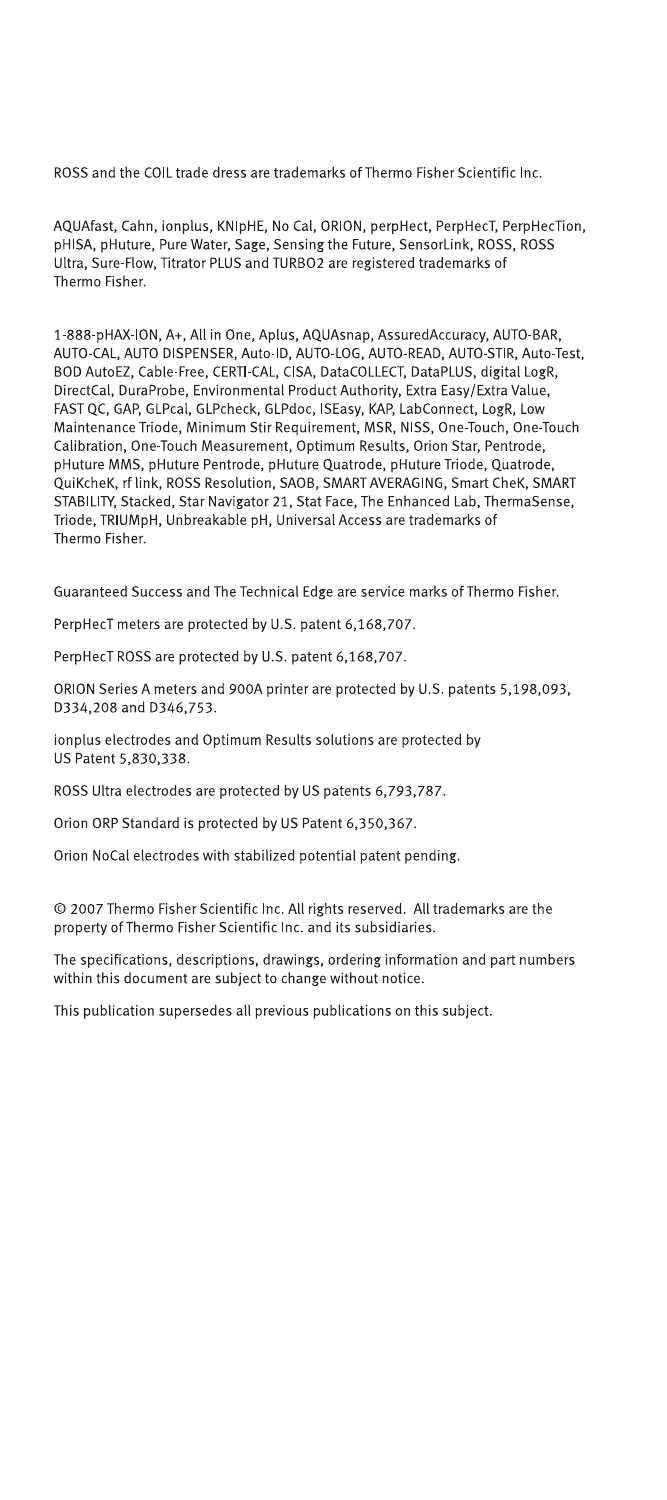ROSS and the COIL trade dress are trademarks of Thermo Fisher Scientific Inc.

AQUAfast, Cahn, ionplus, KNIpHE, No Cal, ORION, perpHect, PerpHecT, PerpHecTion, pHISA, pHuture, Pure Water, Sage, Sensing the Future, SensorLink, ROSS, ROSS Ultra, Sure-Flow, Titrator PLUS and TURBO2 are registered trademarks of Thermo Fisher.

1-888-pHAX-ION, A+, All in One, Aplus, AQUAsnap, AssuredAccuracy, AUTO-BAR, AUTO-CAL, AUTO DISPENSER, Auto-ID, AUTO-LOG, AUTO-READ, AUTO-STIR, Auto-Test, BOD AutoEZ, Cable-Free, CERTI-CAL, CISA, DataCOLLECT, DataPLUS, digital LogR, DirectCal, DuraProbe, Environmental Product Authority, Extra Easy/Extra Value, FAST QC, GAP, GLPcal, GLPcheck, GLPdoc, ISEasy, KAP, LabConnect, LogR, Low Maintenance Triode, Minimum Stir Requirement, MSR, NISS, One-Touch, One-Touch Calibration, One-Touch Measurement, Optimum Results, Orion Star, Pentrode, pHuture MMS, pHuture Pentrode, pHuture Quatrode, pHuture Triode, Quatrode, QuiKcheK, rf link, ROSS Resolution, SAOB, SMART AVERAGING, Smart CheK, SMART STABILITY, Stacked, Star Navigator 21, Stat Face, The Enhanced Lab, ThermaSense, Triode, TRIUMpH, Unbreakable pH, Universal Access are trademarks of Thermo Fisher.

Guaranteed Success and The Technical Edge are service marks of Thermo Fisher.

PerpHecT meters are protected by U.S. patent 6,168,707.

PerpHecT ROSS are protected by U.S. patent 6,168,707.

ORION Series A meters and 900A printer are protected by U.S. patents 5,198,093, D334,208 and D346,753.

ionplus electrodes and Optimum Results solutions are protected by US Patent 5,830,338.

ROSS Ultra electrodes are protected by US patents 6,793,787.

Orion ORP Standard is protected by US Patent 6,350,367.

Orion NoCal electrodes with stabilized potential patent pending.

© 2007 Thermo Fisher Scientific Inc. All rights reserved. All trademarks are the property of Thermo Fisher Scientific Inc. and its subsidiaries.

The specifications, descriptions, drawings, ordering information and part numbers within this document are subject to change without notice.

This publication supersedes all previous publications on this subject.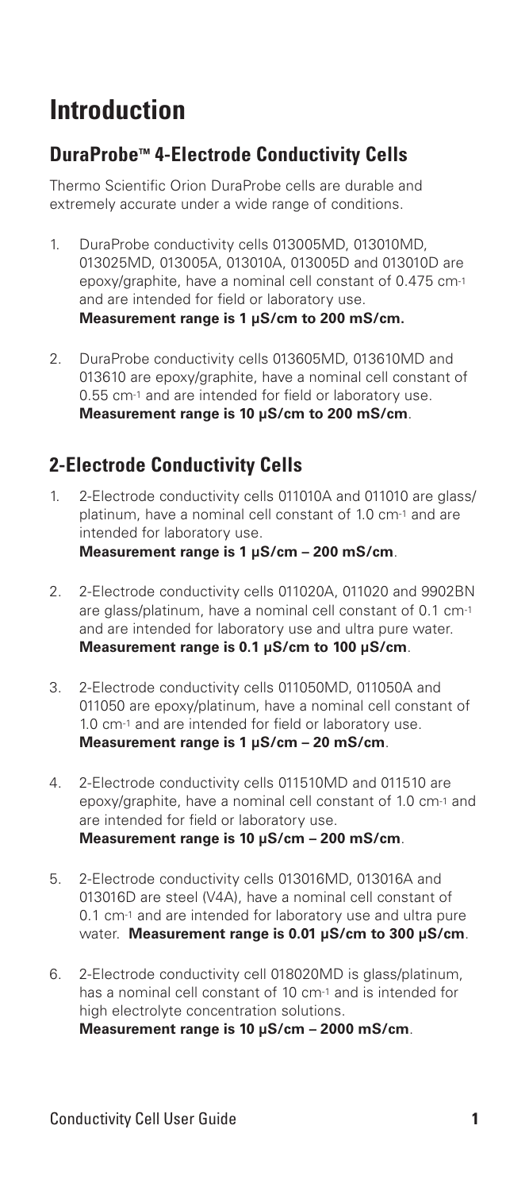# Introduction

## DuraProbe™ 4-Electrode Conductivity Cells

Thermo Scientific Orion DuraProbe cells are durable and extremely accurate under a wide range of conditions.

1. DuraProbe conductivity cells 013005MD, 013010MD, 013025MD, 013005A, 013010A, 013005D and 013010D are epoxy/graphite, have a nominal cell constant of 0.475 $cm^{-1}$ and are intended for field or laboratory use.
   **Measurement range is 1 µS/cm to 200 mS/cm.**

2. DuraProbe conductivity cells 013605MD, 013610MD and 013610 are epoxy/graphite, have a nominal cell constant of 0.55 $cm^{-1}$ and are intended for field or laboratory use.
   **Measurement range is 10 µS/cm to 200 mS/cm**.

## 2-Electrode Conductivity Cells

1. 2-Electrode conductivity cells 011010A and 011010 are glass/platinum, have a nominal cell constant of 1.0 $cm^{-1}$ and are intended for laboratory use.
   **Measurement range is 1 µS/cm – 200 mS/cm**.

2. 2-Electrode conductivity cells 011020A, 011020 and 9902BN are glass/platinum, have a nominal cell constant of 0.1 $cm^{-1}$ and are intended for laboratory use and ultra pure water.
   **Measurement range is 0.1 µS/cm to 100 µS/cm**.

3. 2-Electrode conductivity cells 011050MD, 011050A and 011050 are epoxy/platinum, have a nominal cell constant of 1.0 $cm^{-1}$ and are intended for field or laboratory use.
   **Measurement range is 1 µS/cm – 20 mS/cm**.

4. 2-Electrode conductivity cells 011510MD and 011510 are epoxy/graphite, have a nominal cell constant of 1.0 $cm^{-1}$ and are intended for field or laboratory use.
   **Measurement range is 10 µS/cm – 200 mS/cm**.

5. 2-Electrode conductivity cells 013016MD, 013016A and 013016D are steel (V4A), have a nominal cell constant of 0.1 $cm^{-1}$ and are intended for laboratory use and ultra pure water. **Measurement range is 0.01 µS/cm to 300 µS/cm**.

6. 2-Electrode conductivity cell 018020MD is glass/platinum, has a nominal cell constant of 10 $cm^{-1}$ and is intended for high electrolyte concentration solutions.
   **Measurement range is 10 µS/cm – 2000 mS/cm**.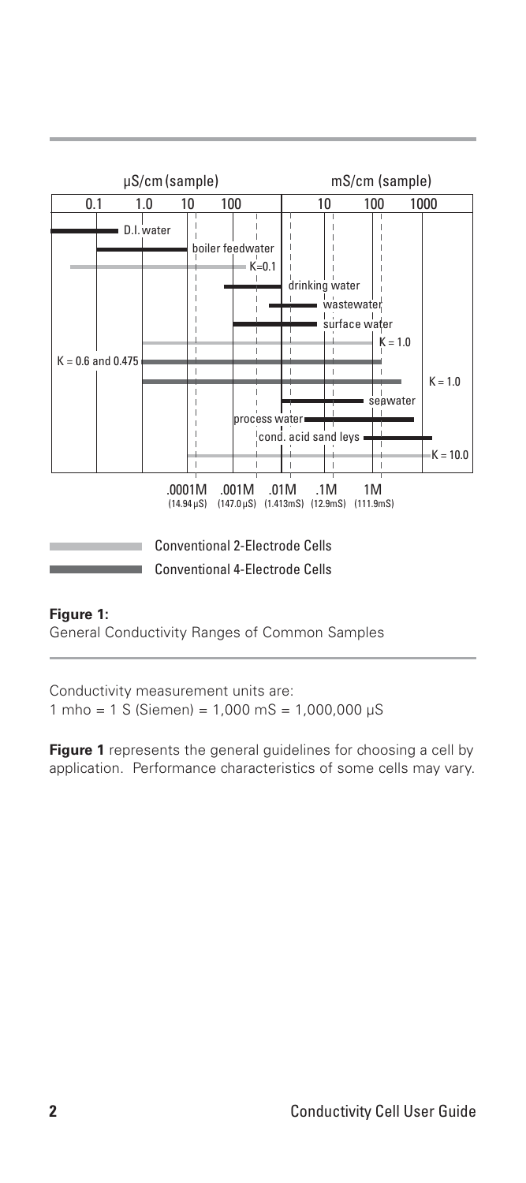μS/cm (sample)

mS/cm (sample)

0.1 1.0 10 100 10 100 1000

D.I. water

boiler feedwater

K=0.1

drinking water

wastewater

surface water

K = 1.0

K = 0.6 and 0.475

K = 1.0

seawater

process water

cond. acid sand leys

K = 10.0

.0001M (14.94 μS) .001M (147.0 μS) .01M (1.413mS) .1M (12.9mS) 1M (111.9mS)

Conventional 2-Electrode Cells

Conventional 4-Electrode Cells

**Figure 1:**
General Conductivity Ranges of Common Samples

Conductivity measurement units are:
1 mho = 1 S (Siemen) = 1,000 mS = 1,000,000 μS

**Figure 1** represents the general guidelines for choosing a cell by application. Performance characteristics of some cells may vary.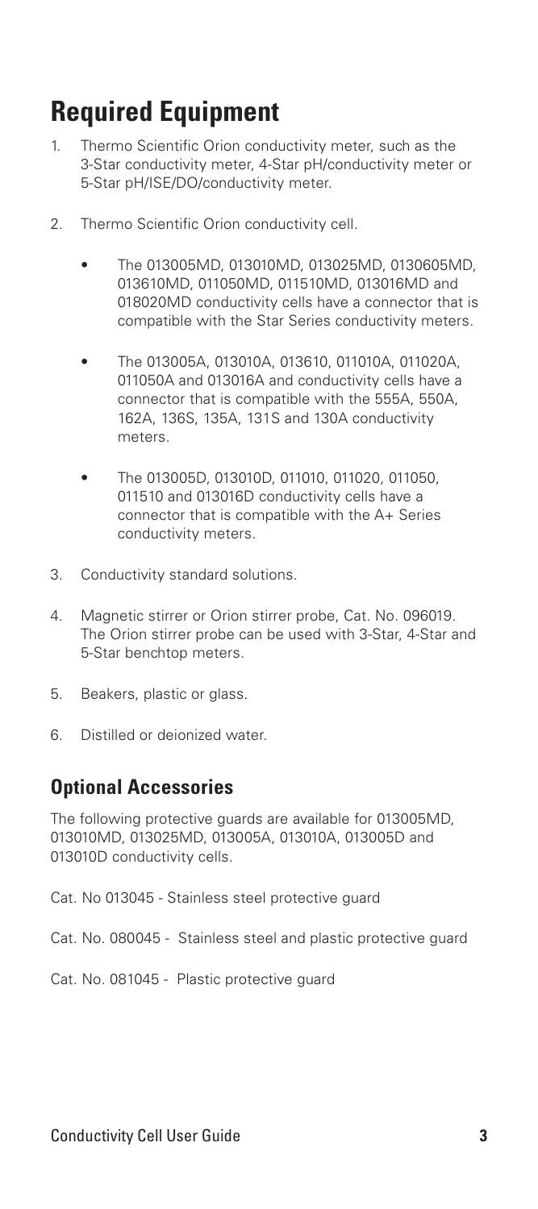# Required Equipment

1. Thermo Scientific Orion conductivity meter, such as the 3-Star conductivity meter, 4-Star pH/conductivity meter or 5-Star pH/ISE/DO/conductivity meter.

2. Thermo Scientific Orion conductivity cell.

   - The 013005MD, 013010MD, 013025MD, 0130605MD, 013610MD, 011050MD, 011510MD, 013016MD and 018020MD conductivity cells have a connector that is compatible with the Star Series conductivity meters.

   - The 013005A, 013010A, 013610, 011010A, 011020A, 011050A and 013016A and conductivity cells have a connector that is compatible with the 555A, 550A, 162A, 136S, 135A, 131S and 130A conductivity meters.

   - The 013005D, 013010D, 011010, 011020, 011050, 011510 and 013016D conductivity cells have a connector that is compatible with the A+ Series conductivity meters.

3. Conductivity standard solutions.

4. Magnetic stirrer or Orion stirrer probe, Cat. No. 096019. The Orion stirrer probe can be used with 3-Star, 4-Star and 5-Star benchtop meters.

5. Beakers, plastic or glass.

6. Distilled or deionized water.

## Optional Accessories

The following protective guards are available for 013005MD, 013010MD, 013025MD, 013005A, 013010A, 013005D and 013010D conductivity cells.

Cat. No 013045 - Stainless steel protective guard

Cat. No. 080045 - Stainless steel and plastic protective guard

Cat. No. 081045 - Plastic protective guard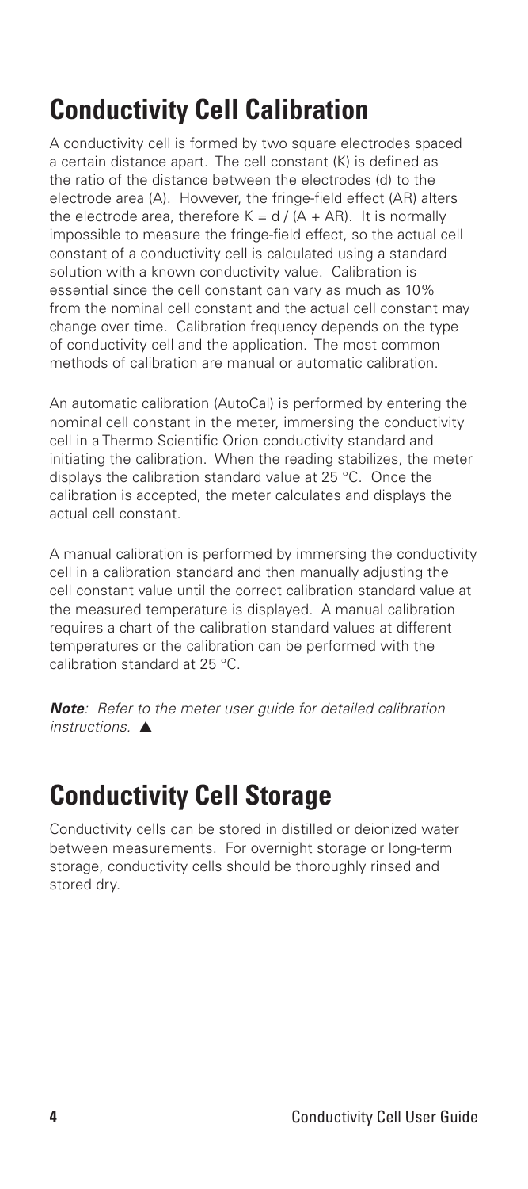## Conductivity Cell Calibration

A conductivity cell is formed by two square electrodes spaced a certain distance apart. The cell constant (K) is defined as the ratio of the distance between the electrodes (d) to the electrode area (A). However, the fringe-field effect (AR) alters the electrode area, therefore $K = d / (A + AR)$. It is normally impossible to measure the fringe-field effect, so the actual cell constant of a conductivity cell is calculated using a standard solution with a known conductivity value. Calibration is essential since the cell constant can vary as much as 10% from the nominal cell constant and the actual cell constant may change over time. Calibration frequency depends on the type of conductivity cell and the application. The most common methods of calibration are manual or automatic calibration.

An automatic calibration (AutoCal) is performed by entering the nominal cell constant in the meter, immersing the conductivity cell in a Thermo Scientific Orion conductivity standard and initiating the calibration. When the reading stabilizes, the meter displays the calibration standard value at 25 °C. Once the calibration is accepted, the meter calculates and displays the actual cell constant.

A manual calibration is performed by immersing the conductivity cell in a calibration standard and then manually adjusting the cell constant value until the correct calibration standard value at the measured temperature is displayed. A manual calibration requires a chart of the calibration standard values at different temperatures or the calibration can be performed with the calibration standard at 25 °C.

***Note****: Refer to the meter user guide for detailed calibration instructions.* ▲

## Conductivity Cell Storage

Conductivity cells can be stored in distilled or deionized water between measurements. For overnight storage or long-term storage, conductivity cells should be thoroughly rinsed and stored dry.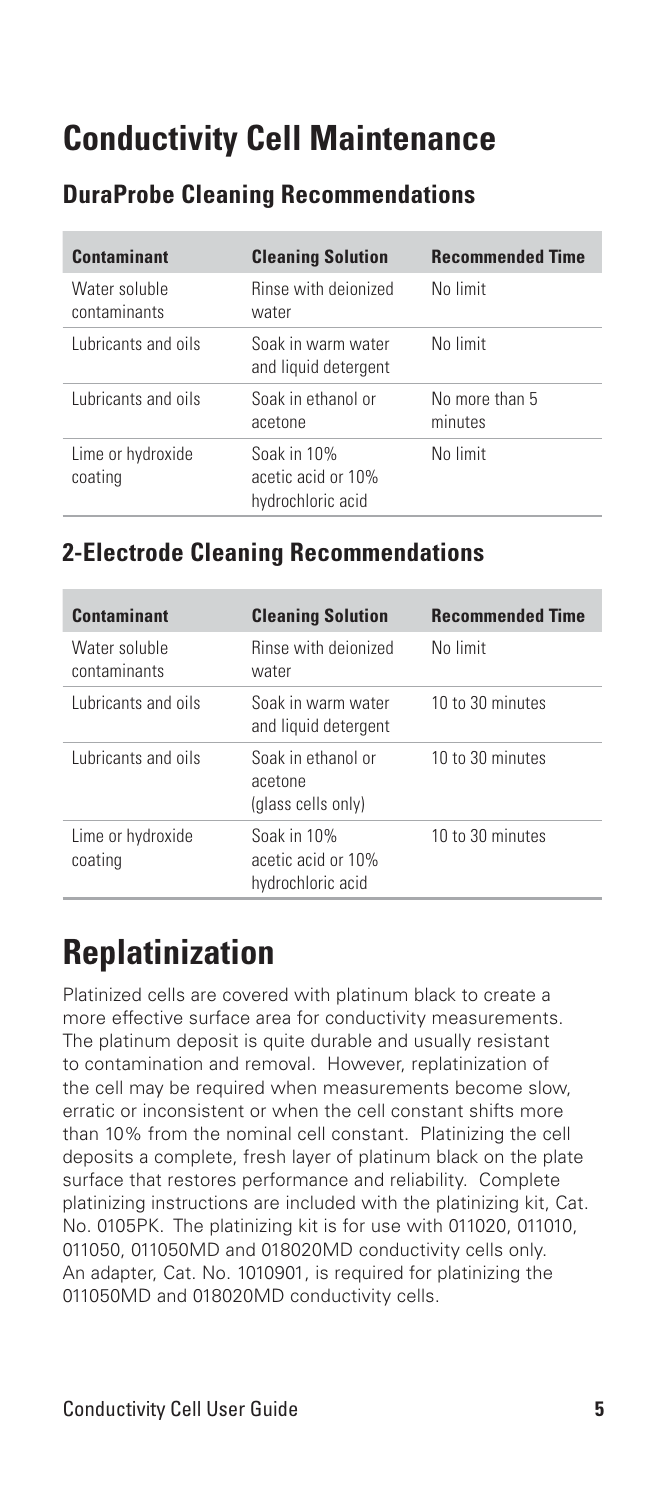# Conductivity Cell Maintenance

## DuraProbe Cleaning Recommendations

| Contaminant | Cleaning Solution | Recommended Time |
| --- | --- | --- |
| Water soluble contaminants | Rinse with deionized water | No limit |
| Lubricants and oils | Soak in warm water and liquid detergent | No limit |
| Lubricants and oils | Soak in ethanol or acetone | No more than 5 minutes |
| Lime or hydroxide coating | Soak in 10% acetic acid or 10% hydrochloric acid | No limit |

## 2-Electrode Cleaning Recommendations

| Contaminant | Cleaning Solution | Recommended Time |
| --- | --- | --- |
| Water soluble contaminants | Rinse with deionized water | No limit |
| Lubricants and oils | Soak in warm water and liquid detergent | 10 to 30 minutes |
| Lubricants and oils | Soak in ethanol or acetone (glass cells only) | 10 to 30 minutes |
| Lime or hydroxide coating | Soak in 10% acetic acid or 10% hydrochloric acid | 10 to 30 minutes |

# Replatinization

Platinized cells are covered with platinum black to create a more effective surface area for conductivity measurements. The platinum deposit is quite durable and usually resistant to contamination and removal. However, replatinization of the cell may be required when measurements become slow, erratic or inconsistent or when the cell constant shifts more than 10% from the nominal cell constant. Platinizing the cell deposits a complete, fresh layer of platinum black on the plate surface that restores performance and reliability. Complete platinizing instructions are included with the platinizing kit, Cat. No. 0105PK. The platinizing kit is for use with 011020, 011010, 011050, 011050MD and 018020MD conductivity cells only. An adapter, Cat. No. 1010901, is required for platinizing the 011050MD and 018020MD conductivity cells.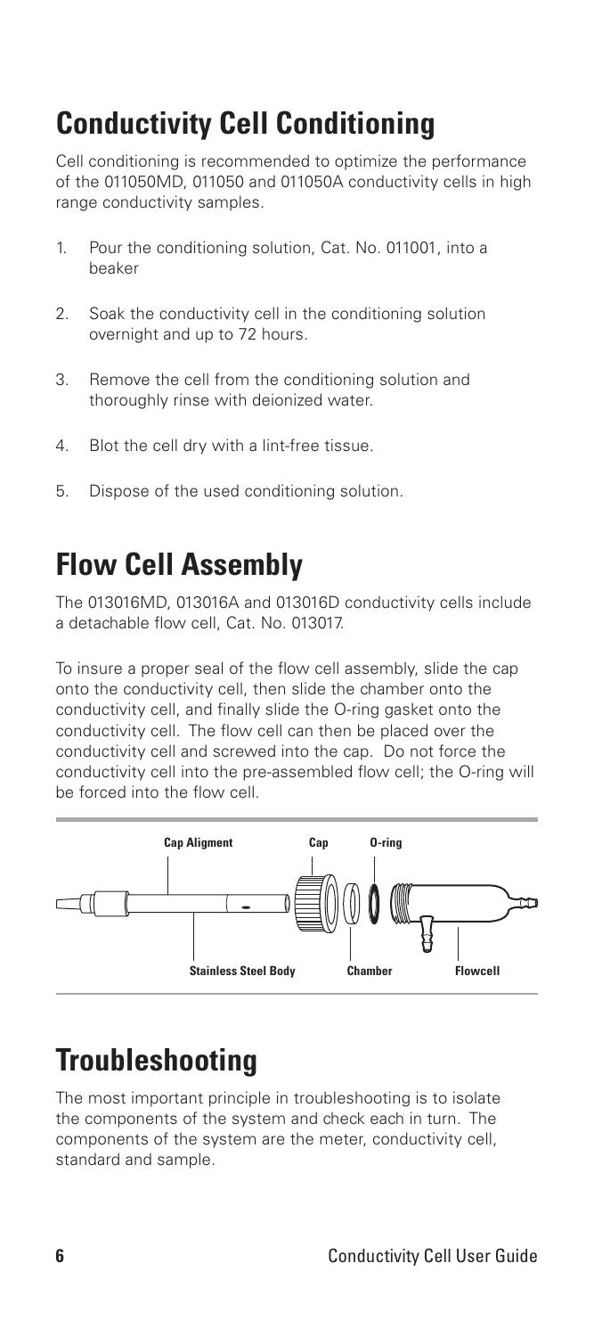## Conductivity Cell Conditioning

Cell conditioning is recommended to optimize the performance of the 011050MD, 011050 and 011050A conductivity cells in high range conductivity samples.

1. Pour the conditioning solution, Cat. No. 011001, into a beaker
2. Soak the conductivity cell in the conditioning solution overnight and up to 72 hours.
3. Remove the cell from the conditioning solution and thoroughly rinse with deionized water.
4. Blot the cell dry with a lint-free tissue.
5. Dispose of the used conditioning solution.

## Flow Cell Assembly

The 013016MD, 013016A and 013016D conductivity cells include a detachable flow cell, Cat. No. 013017.

To insure a proper seal of the flow cell assembly, slide the cap onto the conductivity cell, then slide the chamber onto the conductivity cell, and finally slide the O-ring gasket onto the conductivity cell. The flow cell can then be placed over the conductivity cell and screwed into the cap. Do not force the conductivity cell into the pre-assembled flow cell; the O-ring will be forced into the flow cell.

Cap Aligment
Cap
O-ring
Stainless Steel Body
Chamber
Flowcell

## Troubleshooting

The most important principle in troubleshooting is to isolate the components of the system and check each in turn. The components of the system are the meter, conductivity cell, standard and sample.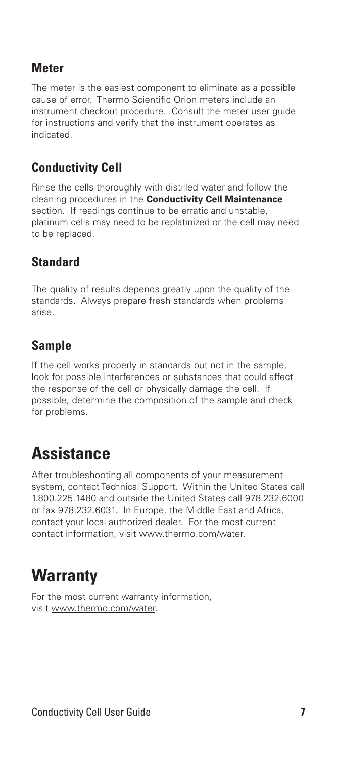### Meter

The meter is the easiest component to eliminate as a possible cause of error. Thermo Scientific Orion meters include an instrument checkout procedure. Consult the meter user guide for instructions and verify that the instrument operates as indicated.

### Conductivity Cell

Rinse the cells thoroughly with distilled water and follow the cleaning procedures in the **Conductivity Cell Maintenance** section. If readings continue to be erratic and unstable, platinum cells may need to be replatinized or the cell may need to be replaced.

### Standard

The quality of results depends greatly upon the quality of the standards. Always prepare fresh standards when problems arise.

### Sample

If the cell works properly in standards but not in the sample, look for possible interferences or substances that could affect the response of the cell or physically damage the cell. If possible, determine the composition of the sample and check for problems.

## Assistance

After troubleshooting all components of your measurement system, contact Technical Support. Within the United States call 1.800.225.1480 and outside the United States call 978.232.6000 or fax 978.232.6031. In Europe, the Middle East and Africa, contact your local authorized dealer. For the most current contact information, visit www.thermo.com/water.

## Warranty

For the most current warranty information, visit www.thermo.com/water.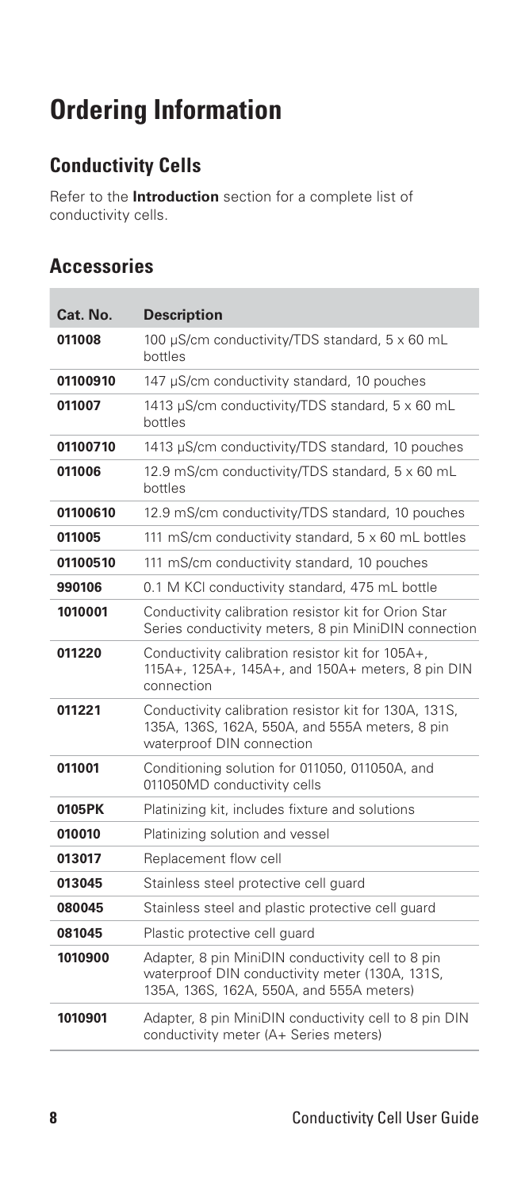# Ordering Information

## Conductivity Cells

Refer to the **Introduction** section for a complete list of conductivity cells.

## Accessories

| Cat. No. | Description |
|---|---|
| **011008** | 100 µS/cm conductivity/TDS standard, 5 x 60 mL bottles |
| **01100910** | 147 µS/cm conductivity standard, 10 pouches |
| **011007** | 1413 µS/cm conductivity/TDS standard, 5 x 60 mL bottles |
| **01100710** | 1413 µS/cm conductivity/TDS standard, 10 pouches |
| **011006** | 12.9 mS/cm conductivity/TDS standard, 5 x 60 mL bottles |
| **01100610** | 12.9 mS/cm conductivity/TDS standard, 10 pouches |
| **011005** | 111 mS/cm conductivity standard, 5 x 60 mL bottles |
| **01100510** | 111 mS/cm conductivity standard, 10 pouches |
| **990106** | 0.1 M KCl conductivity standard, 475 mL bottle |
| **1010001** | Conductivity calibration resistor kit for Orion Star Series conductivity meters, 8 pin MiniDIN connection |
| **011220** | Conductivity calibration resistor kit for 105A+, 115A+, 125A+, 145A+, and 150A+ meters, 8 pin DIN connection |
| **011221** | Conductivity calibration resistor kit for 130A, 131S, 135A, 136S, 162A, 550A, and 555A meters, 8 pin waterproof DIN connection |
| **011001** | Conditioning solution for 011050, 011050A, and 011050MD conductivity cells |
| **0105PK** | Platinizing kit, includes fixture and solutions |
| **010010** | Platinizing solution and vessel |
| **013017** | Replacement flow cell |
| **013045** | Stainless steel protective cell guard |
| **080045** | Stainless steel and plastic protective cell guard |
| **081045** | Plastic protective cell guard |
| **1010900** | Adapter, 8 pin MiniDIN conductivity cell to 8 pin waterproof DIN conductivity meter (130A, 131S, 135A, 136S, 162A, 550A, and 555A meters) |
| **1010901** | Adapter, 8 pin MiniDIN conductivity cell to 8 pin DIN conductivity meter (A+ Series meters) |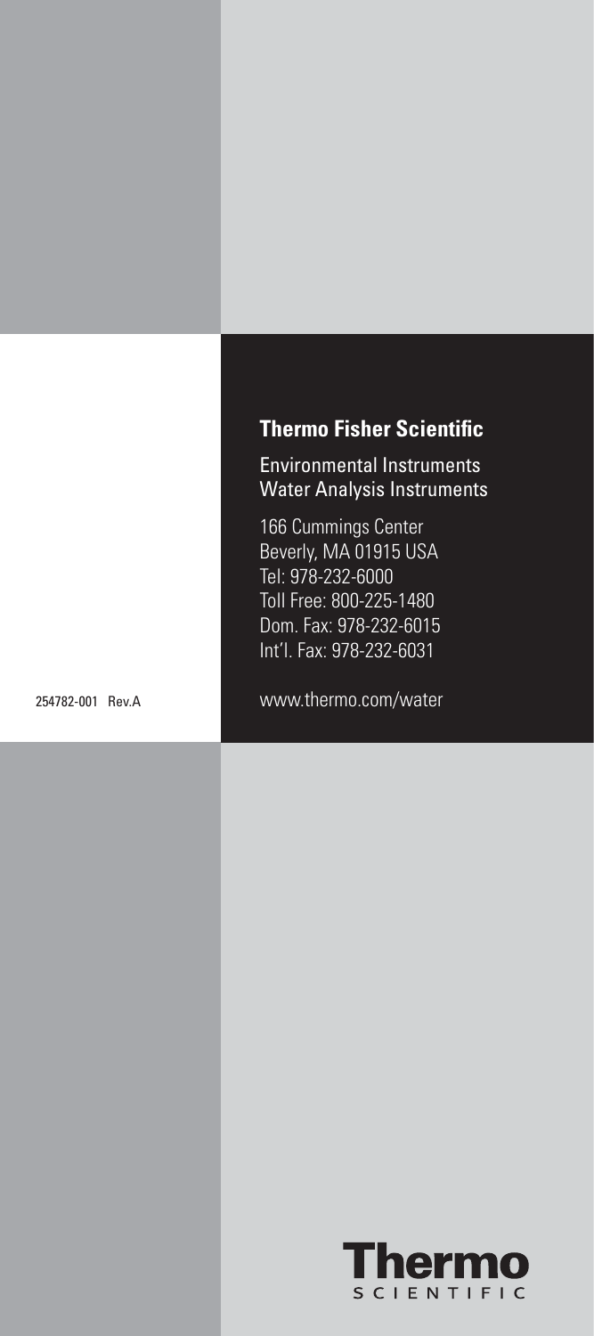**Thermo Fisher Scientific**

Environmental Instruments
Water Analysis Instruments

166 Cummings Center
Beverly, MA 01915 USA
Tel: 978-232-6000
Toll Free: 800-225-1480
Dom. Fax: 978-232-6015
Int'l. Fax: 978-232-6031

254782-001 Rev.A

www.thermo.com/water

Thermo SCIENTIFIC